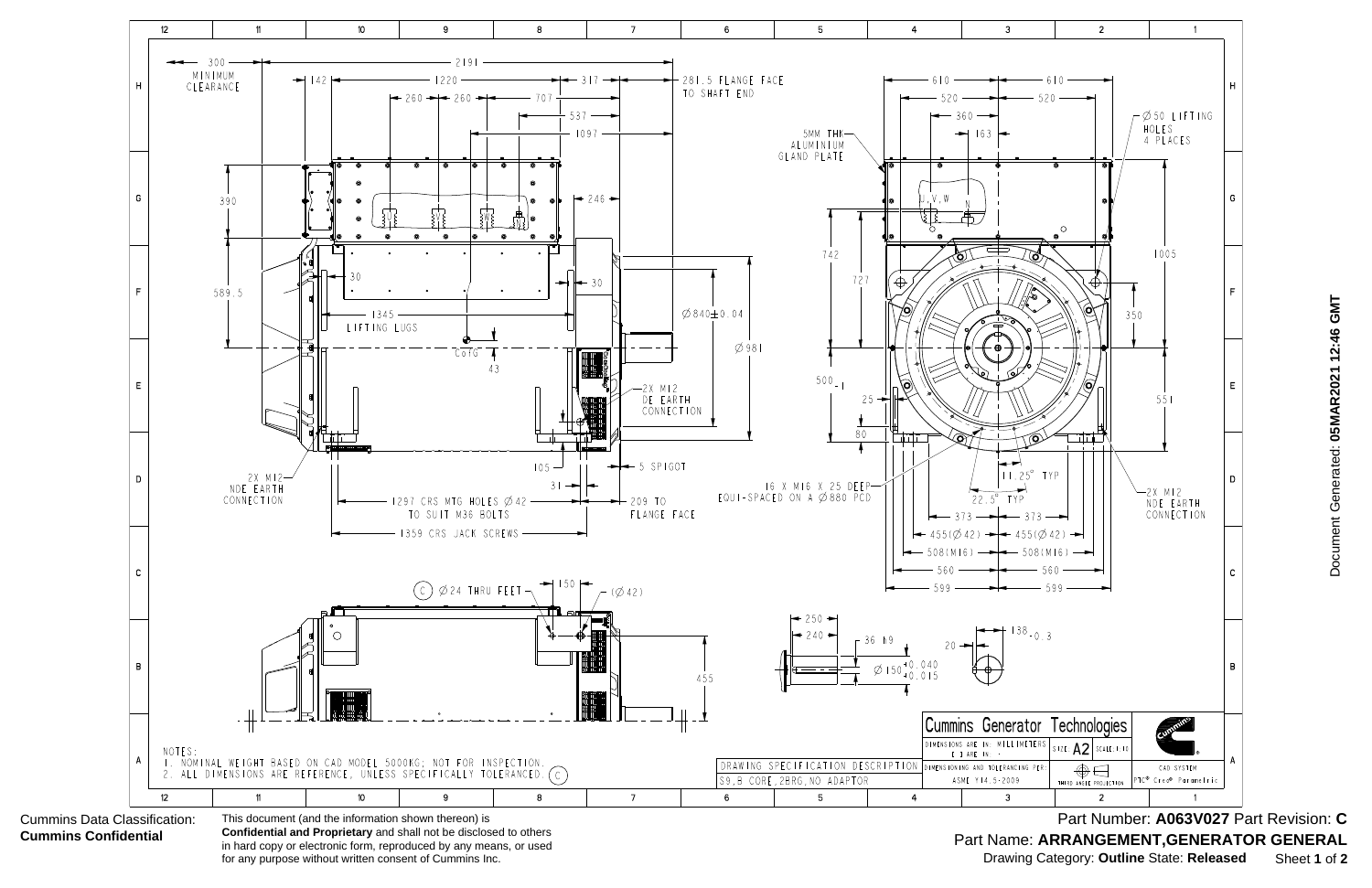NOTES:
1. NOMINAL WEIGHT BASED ON CAD MODEL 5000KG; NOT FOR INSPECTION.
2. ALL DIMENSIONS ARE REFERENCE, UNLESS SPECIFICALLY TOLERANCED. (C)

300 MINIMUM CLEARANCE

2191

142 | 1220 | 317 | 281.5 FLANGE FACE TO SHAFT END

260 | 260 | 707

537

1097

390

246

589.5

30

30

1345 LIFTING LUGS

CofG

43

Ø840±0.04

Ø981

2X M12 DE EARTH CONNECTION

105

5 SPIGOT

31

209 TO FLANGE FACE

2X M12 NDE EARTH CONNECTION

1297 CRS MTG HOLES Ø42 TO SUIT M36 BOLTS

1359 CRS JACK SCREWS

(C) Ø24 THRU FEET

150

(Ø42)

455

5MM THK ALUMINIUM GLAND PLATE

610 | 610

520 | 520

360

163

Ø50 LIFTING HOLES 4 PLACES

U,V,W

N

742

727

1005

350

$500_{-1}$

25

551

80

16 X M16 X 25 DEEP EQUI-SPACED ON A Ø880 PCD

11.25° TYP

22.5° TYP

2X M12 NDE EARTH CONNECTION

373 | 373

455(Ø42) | 455(Ø42)

508(M16) | 508(M16)

560 | 560

599 | 599

250

240

36 h9

$Ø150^{+0.040}_{+0.015}$

20

$138_{-0.3}$

DRAWING SPECIFICATION DESCRIPTION
S9,B CORE,2BRG,NO ADAPTOR

Cummins Generator Technologies

DIMENSIONS ARE IN: MILLIMETERS [INCH]

SIZE A2 | SCALE 1:10

DIMENSIONING AND TOLERANCING PER: ASME Y14.5-2009

THIRD ANGLE PROJECTION

CAD SYSTEM PTC® Creo® Parametric

Cummins Data Classification: **Cummins Confidential**

This document (and the information shown thereon) is **Confidential and Proprietary** and shall not be disclosed to others in hard copy or electronic form, reproduced by any means, or used for any purpose without written consent of Cummins Inc.

Part Number: **A063V027** Part Revision: **C**

Part Name: **ARRANGEMENT,GENERATOR GENERAL**

Drawing Category: **Outline** State: **Released**

Document Generated: **05MAR2021 12:46 GMT**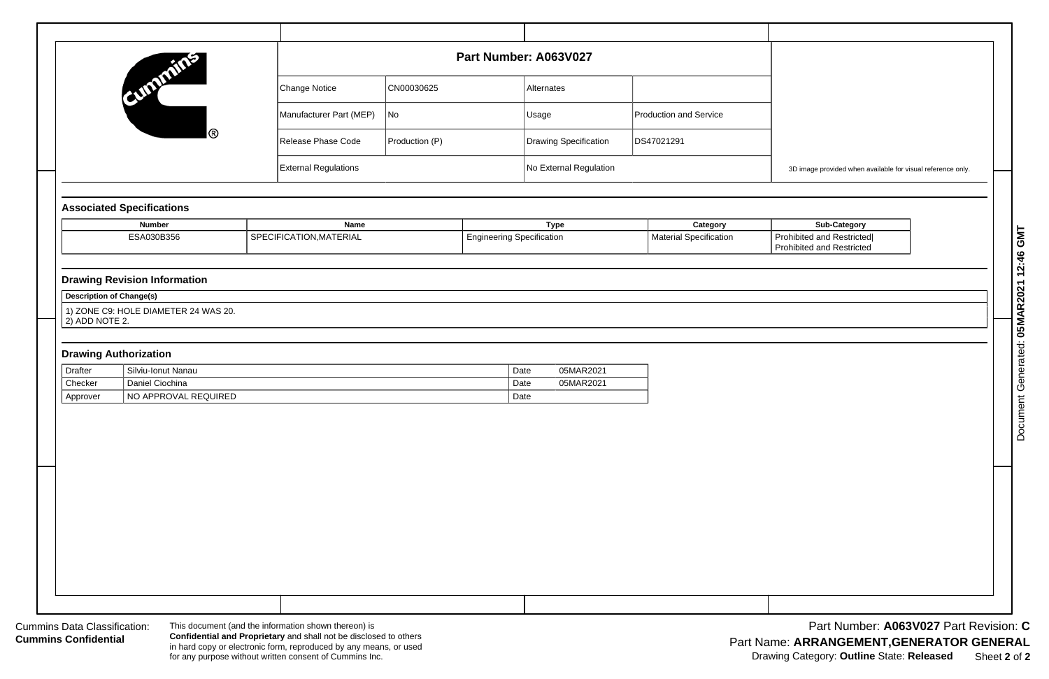## Part Number: A063V027

| | | | |
|---|---|---|---|
| Change Notice | CN00030625 | Alternates | |
| Manufacturer Part (MEP) | No | Usage | Production and Service |
| Release Phase Code | Production (P) | Drawing Specification | DS47021291 |
| External Regulations | | No External Regulation | |

3D image provided when available for visual reference only.

### Associated Specifications

| Number | Name | Type | Category | Sub-Category |
|---|---|---|---|---|
| ESA030B356 | SPECIFICATION,MATERIAL | Engineering Specification | Material Specification | Prohibited and Restricted\| Prohibited and Restricted |

### Drawing Revision Information

| Description of Change(s) |
|---|
| 1) ZONE C9: HOLE DIAMETER 24 WAS 20.<br>2) ADD NOTE 2. |

### Drawing Authorization

| | | | |
|---|---|---|---|
| Drafter | Silviu-Ionut Nanau | Date | 05MAR2021 |
| Checker | Daniel Ciochina | Date | 05MAR2021 |
| Approver | NO APPROVAL REQUIRED | Date | |

Document Generated: **05MAR2021 12:46 GMT**

Cummins Data Classification:
**Cummins Confidential**

This document (and the information shown thereon) is **Confidential and Proprietary** and shall not be disclosed to others in hard copy or electronic form, reproduced by any means, or used for any purpose without written consent of Cummins Inc.

Part Number: **A063V027** Part Revision: **C**
Part Name: **ARRANGEMENT,GENERATOR GENERAL**
Drawing Category: **Outline** State: **Released**